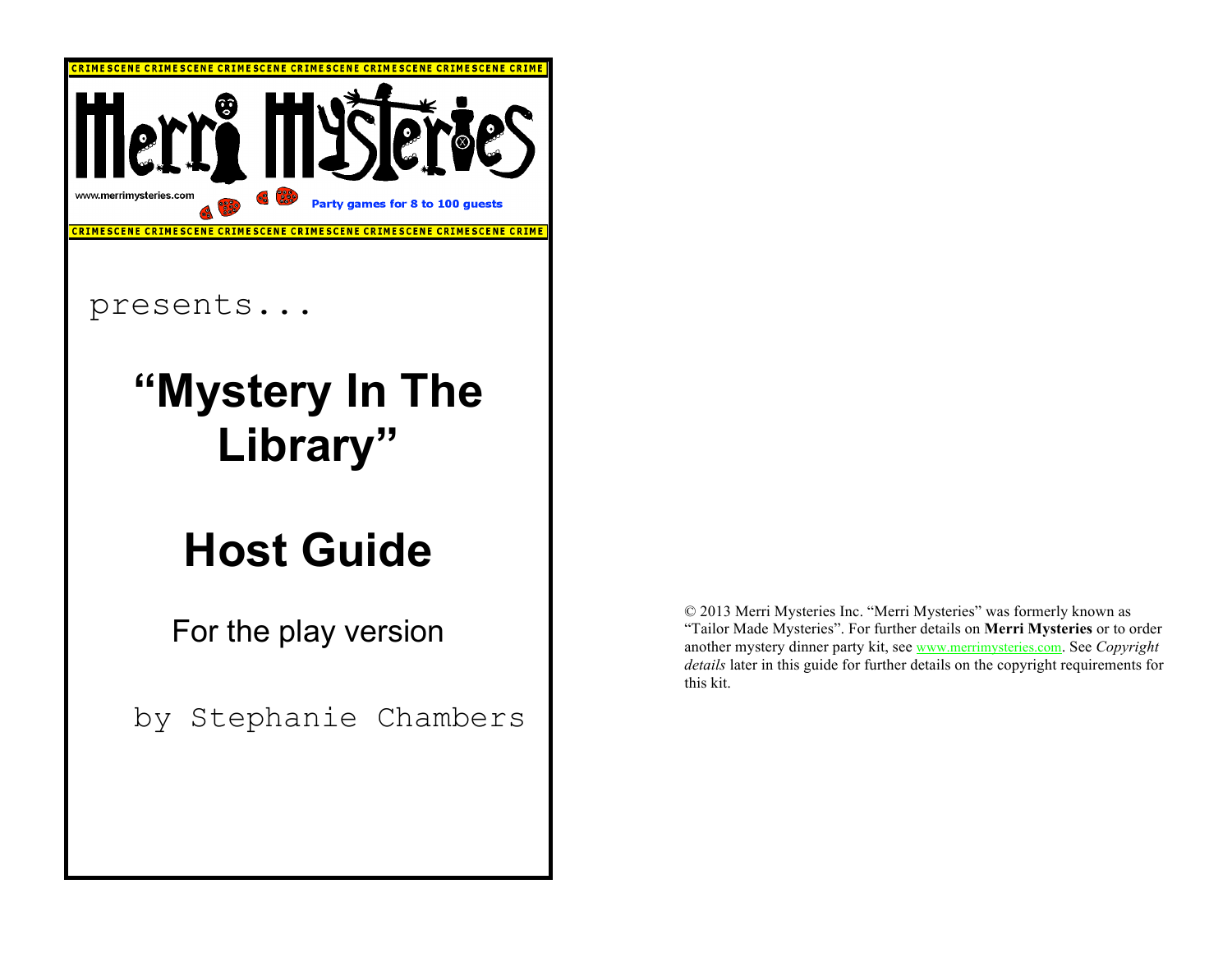CRIMESCENE CRIMESCENE CRIMESCENE CRIMESCENE CRIMESCENE CRIMESCENE CRIME

# Merri Mysteries

www.merrimysteries.com

Party games for 8 to 100 guests

CRIMESCENE CRIMESCENE CRIMESCENE CRIMESCENE CRIMESCENE CRIMESCENE CRIME

presents...

# "Mystery In The Library"

# Host Guide

For the play version

by Stephanie Chambers

© 2013 Merri Mysteries Inc. "Merri Mysteries" was formerly known as "Tailor Made Mysteries". For further details on **Merri Mysteries** or to order another mystery dinner party kit, see www.merrimysteries.com. See *Copyright details* later in this guide for further details on the copyright requirements for this kit.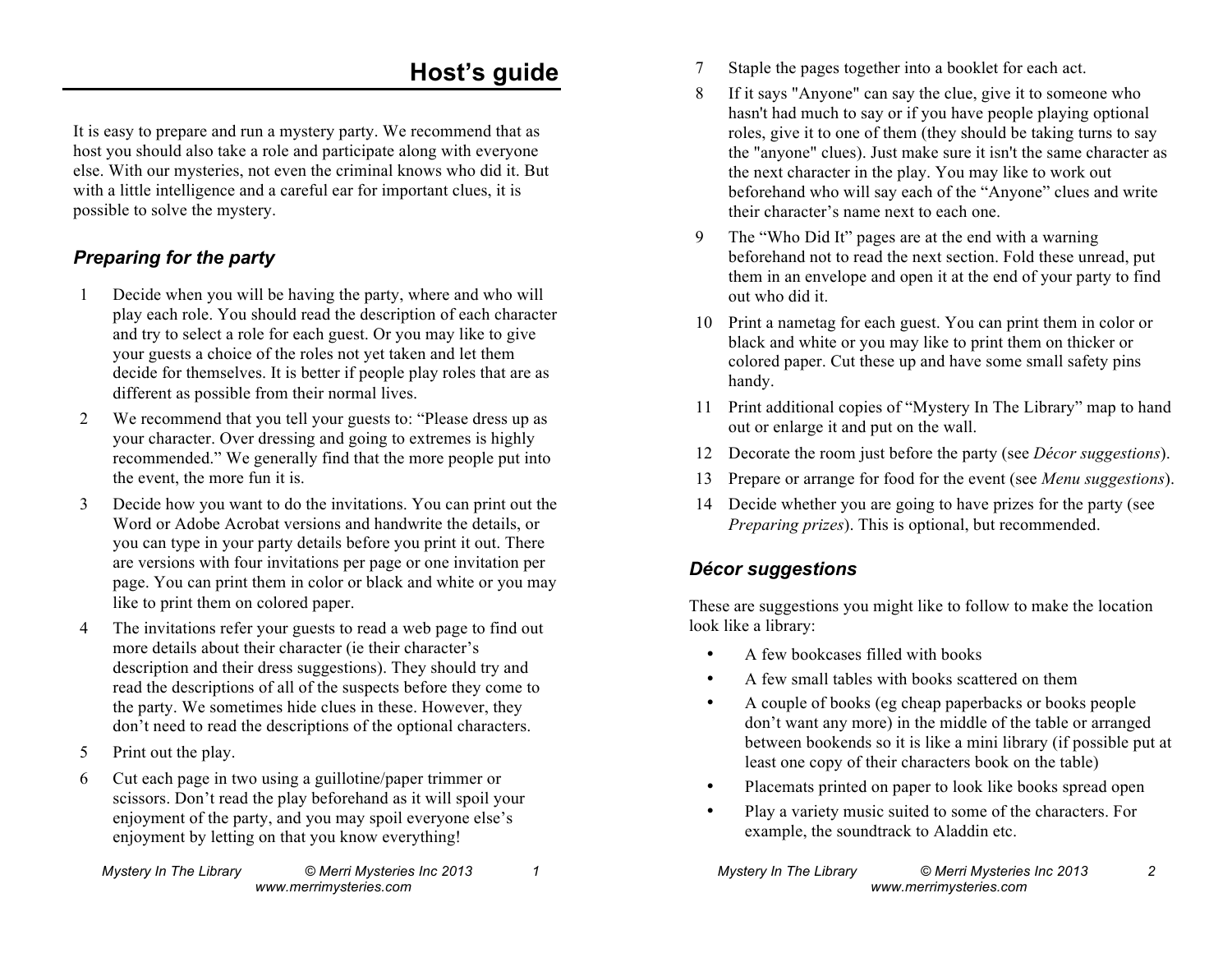# Host's guide

It is easy to prepare and run a mystery party. We recommend that as host you should also take a role and participate along with everyone else. With our mysteries, not even the criminal knows who did it. But with a little intelligence and a careful ear for important clues, it is possible to solve the mystery.

## *Preparing for the party*

1. Decide when you will be having the party, where and who will play each role. You should read the description of each character and try to select a role for each guest. Or you may like to give your guests a choice of the roles not yet taken and let them decide for themselves. It is better if people play roles that are as different as possible from their normal lives.
2. We recommend that you tell your guests to: "Please dress up as your character. Over dressing and going to extremes is highly recommended." We generally find that the more people put into the event, the more fun it is.
3. Decide how you want to do the invitations. You can print out the Word or Adobe Acrobat versions and handwrite the details, or you can type in your party details before you print it out. There are versions with four invitations per page or one invitation per page. You can print them in color or black and white or you may like to print them on colored paper.
4. The invitations refer your guests to read a web page to find out more details about their character (ie their character's description and their dress suggestions). They should try and read the descriptions of all of the suspects before they come to the party. We sometimes hide clues in these. However, they don't need to read the descriptions of the optional characters.
5. Print out the play.
6. Cut each page in two using a guillotine/paper trimmer or scissors. Don't read the play beforehand as it will spoil your enjoyment of the party, and you may spoil everyone else's enjoyment by letting on that you know everything!
7. Staple the pages together into a booklet for each act.
8. If it says "Anyone" can say the clue, give it to someone who hasn't had much to say or if you have people playing optional roles, give it to one of them (they should be taking turns to say the "anyone" clues). Just make sure it isn't the same character as the next character in the play. You may like to work out beforehand who will say each of the "Anyone" clues and write their character's name next to each one.
9. The "Who Did It" pages are at the end with a warning beforehand not to read the next section. Fold these unread, put them in an envelope and open it at the end of your party to find out who did it.
10. Print a nametag for each guest. You can print them in color or black and white or you may like to print them on thicker or colored paper. Cut these up and have some small safety pins handy.
11. Print additional copies of "Mystery In The Library" map to hand out or enlarge it and put on the wall.
12. Decorate the room just before the party (see *Décor suggestions*).
13. Prepare or arrange for food for the event (see *Menu suggestions*).
14. Decide whether you are going to have prizes for the party (see *Preparing prizes*). This is optional, but recommended.

## *Décor suggestions*

These are suggestions you might like to follow to make the location look like a library:

- A few bookcases filled with books
- A few small tables with books scattered on them
- A couple of books (eg cheap paperbacks or books people don't want any more) in the middle of the table or arranged between bookends so it is like a mini library (if possible put at least one copy of their characters book on the table)
- Placemats printed on paper to look like books spread open
- Play a variety music suited to some of the characters. For example, the soundtrack to Aladdin etc.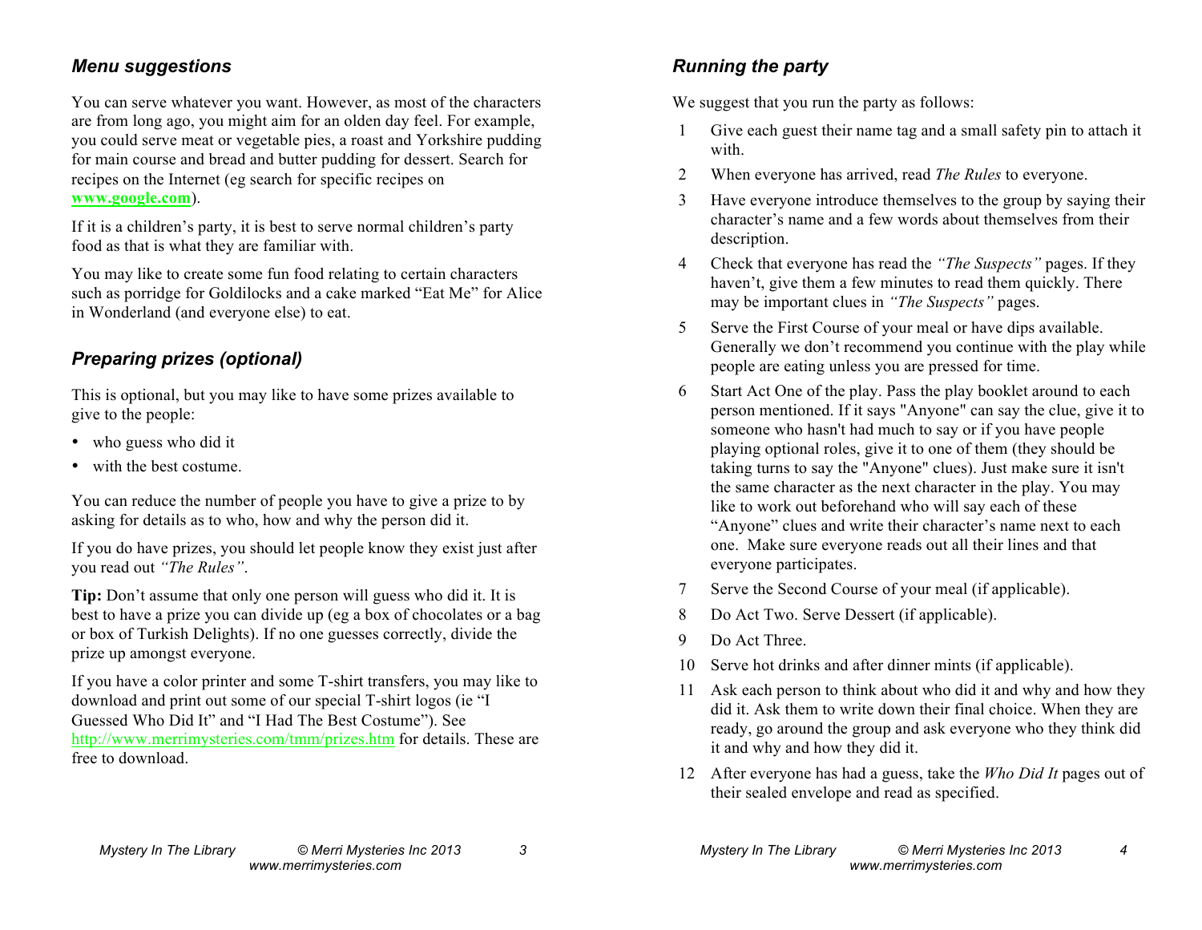### *Menu suggestions*

You can serve whatever you want. However, as most of the characters are from long ago, you might aim for an olden day feel. For example, you could serve meat or vegetable pies, a roast and Yorkshire pudding for main course and bread and butter pudding for dessert. Search for recipes on the Internet (eg search for specific recipes on **www.google.com**).

If it is a children's party, it is best to serve normal children's party food as that is what they are familiar with.

You may like to create some fun food relating to certain characters such as porridge for Goldilocks and a cake marked "Eat Me" for Alice in Wonderland (and everyone else) to eat.

### *Preparing prizes (optional)*

This is optional, but you may like to have some prizes available to give to the people:

- who guess who did it
- with the best costume.

You can reduce the number of people you have to give a prize to by asking for details as to who, how and why the person did it.

If you do have prizes, you should let people know they exist just after you read out *"The Rules"*.

**Tip:** Don't assume that only one person will guess who did it. It is best to have a prize you can divide up (eg a box of chocolates or a bag or box of Turkish Delights). If no one guesses correctly, divide the prize up amongst everyone.

If you have a color printer and some T-shirt transfers, you may like to download and print out some of our special T-shirt logos (ie "I Guessed Who Did It" and "I Had The Best Costume"). See http://www.merrimysteries.com/tmm/prizes.htm for details. These are free to download.

### *Running the party*

We suggest that you run the party as follows:

1. Give each guest their name tag and a small safety pin to attach it with.
2. When everyone has arrived, read *The Rules* to everyone.
3. Have everyone introduce themselves to the group by saying their character's name and a few words about themselves from their description.
4. Check that everyone has read the *"The Suspects"* pages. If they haven't, give them a few minutes to read them quickly. There may be important clues in *"The Suspects"* pages.
5. Serve the First Course of your meal or have dips available. Generally we don't recommend you continue with the play while people are eating unless you are pressed for time.
6. Start Act One of the play. Pass the play booklet around to each person mentioned. If it says "Anyone" can say the clue, give it to someone who hasn't had much to say or if you have people playing optional roles, give it to one of them (they should be taking turns to say the "Anyone" clues). Just make sure it isn't the same character as the next character in the play. You may like to work out beforehand who will say each of these "Anyone" clues and write their character's name next to each one. Make sure everyone reads out all their lines and that everyone participates.
7. Serve the Second Course of your meal (if applicable).
8. Do Act Two. Serve Dessert (if applicable).
9. Do Act Three.
10. Serve hot drinks and after dinner mints (if applicable).
11. Ask each person to think about who did it and why and how they did it. Ask them to write down their final choice. When they are ready, go around the group and ask everyone who they think did it and why and how they did it.
12. After everyone has had a guess, take the *Who Did It* pages out of their sealed envelope and read as specified.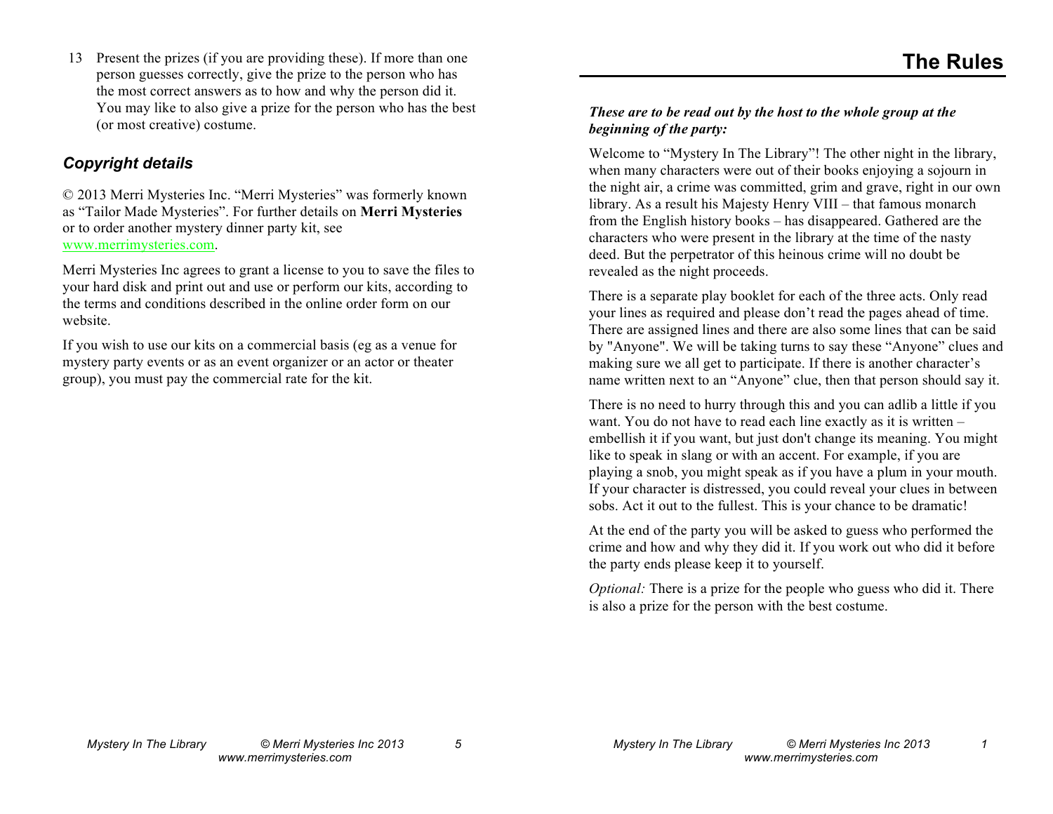13 Present the prizes (if you are providing these). If more than one person guesses correctly, give the prize to the person who has the most correct answers as to how and why the person did it. You may like to also give a prize for the person who has the best (or most creative) costume.

### *Copyright details*

© 2013 Merri Mysteries Inc. "Merri Mysteries" was formerly known as "Tailor Made Mysteries". For further details on **Merri Mysteries** or to order another mystery dinner party kit, see www.merrimysteries.com.

Merri Mysteries Inc agrees to grant a license to you to save the files to your hard disk and print out and use or perform our kits, according to the terms and conditions described in the online order form on our website.

If you wish to use our kits on a commercial basis (eg as a venue for mystery party events or as an event organizer or an actor or theater group), you must pay the commercial rate for the kit.

# The Rules

***These are to be read out by the host to the whole group at the beginning of the party:***

Welcome to "Mystery In The Library"! The other night in the library, when many characters were out of their books enjoying a sojourn in the night air, a crime was committed, grim and grave, right in our own library. As a result his Majesty Henry VIII – that famous monarch from the English history books – has disappeared. Gathered are the characters who were present in the library at the time of the nasty deed. But the perpetrator of this heinous crime will no doubt be revealed as the night proceeds.

There is a separate play booklet for each of the three acts. Only read your lines as required and please don't read the pages ahead of time. There are assigned lines and there are also some lines that can be said by "Anyone". We will be taking turns to say these "Anyone" clues and making sure we all get to participate. If there is another character's name written next to an "Anyone" clue, then that person should say it.

There is no need to hurry through this and you can adlib a little if you want. You do not have to read each line exactly as it is written – embellish it if you want, but just don't change its meaning. You might like to speak in slang or with an accent. For example, if you are playing a snob, you might speak as if you have a plum in your mouth. If your character is distressed, you could reveal your clues in between sobs. Act it out to the fullest. This is your chance to be dramatic!

At the end of the party you will be asked to guess who performed the crime and how and why they did it. If you work out who did it before the party ends please keep it to yourself.

*Optional:* There is a prize for the people who guess who did it. There is also a prize for the person with the best costume.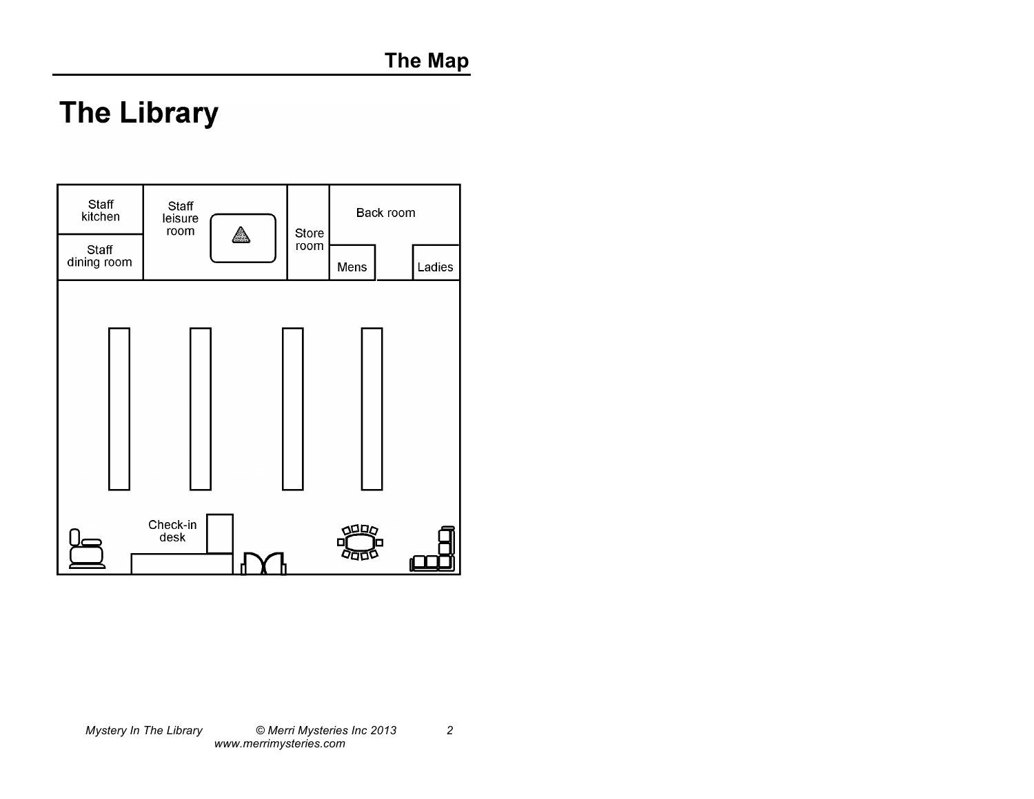# The Library

Staff kitchen

Staff leisure room

Store room

Back room

Staff dining room

Mens

Ladies

Check-in desk